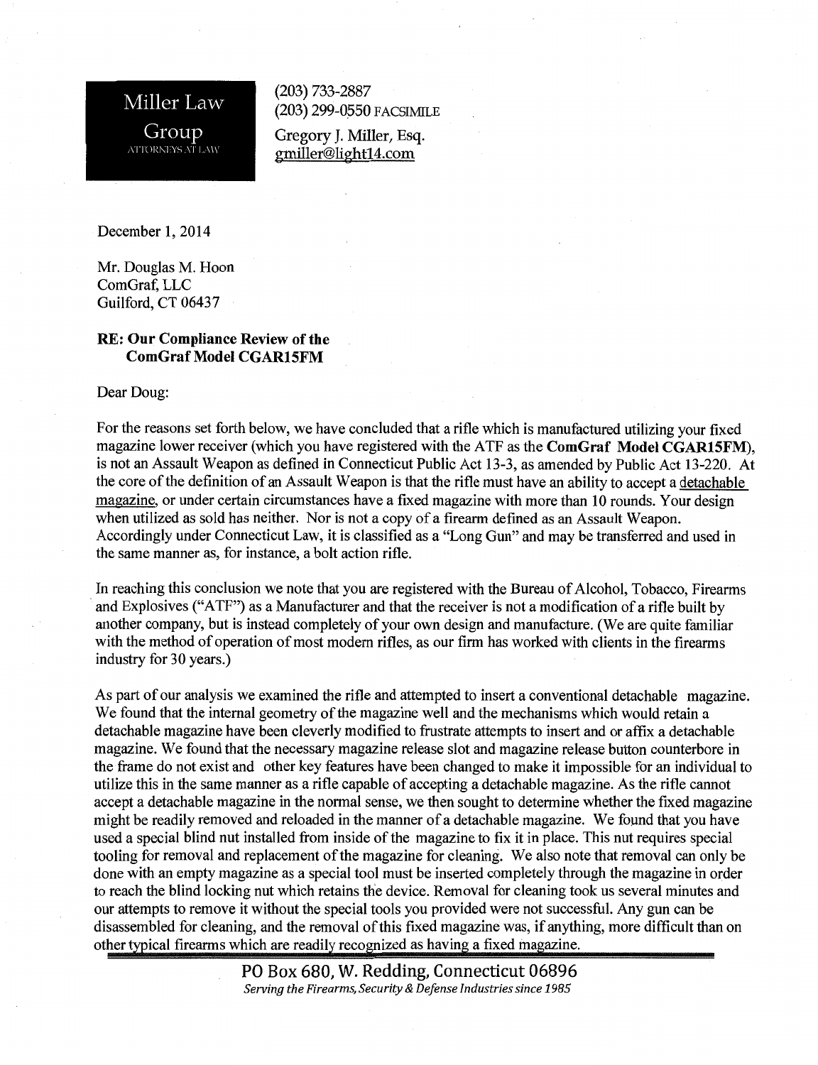**Miller Law Group**
ATTORNEYS AT LAW

(203) 733-2887
(203) 299-0550 FACSIMILE

Gregory J. Miller, Esq.
gmiller@light14.com

December 1, 2014

Mr. Douglas M. Hoon
ComGraf, LLC
Guilford, CT 06437

**RE: Our Compliance Review of the ComGraf Model CGAR15FM**

Dear Doug:

For the reasons set forth below, we have concluded that a rifle which is manufactured utilizing your fixed magazine lower receiver (which you have registered with the ATF as the **ComGraf Model CGAR15FM**), is not an Assault Weapon as defined in Connecticut Public Act 13-3, as amended by Public Act 13-220. At the core of the definition of an Assault Weapon is that the rifle must have an ability to accept a detachable magazine, or under certain circumstances have a fixed magazine with more than 10 rounds. Your design when utilized as sold has neither. Nor is not a copy of a firearm defined as an Assault Weapon. Accordingly under Connecticut Law, it is classified as a "Long Gun" and may be transferred and used in the same manner as, for instance, a bolt action rifle.

In reaching this conclusion we note that you are registered with the Bureau of Alcohol, Tobacco, Firearms and Explosives ("ATF") as a Manufacturer and that the receiver is not a modification of a rifle built by another company, but is instead completely of your own design and manufacture. (We are quite familiar with the method of operation of most modern rifles, as our firm has worked with clients in the firearms industry for 30 years.)

As part of our analysis we examined the rifle and attempted to insert a conventional detachable magazine. We found that the internal geometry of the magazine well and the mechanisms which would retain a detachable magazine have been cleverly modified to frustrate attempts to insert and or affix a detachable magazine. We found that the necessary magazine release slot and magazine release button counterbore in the frame do not exist and other key features have been changed to make it impossible for an individual to utilize this in the same manner as a rifle capable of accepting a detachable magazine. As the rifle cannot accept a detachable magazine in the normal sense, we then sought to determine whether the fixed magazine might be readily removed and reloaded in the manner of a detachable magazine. We found that you have used a special blind nut installed from inside of the magazine to fix it in place. This nut requires special tooling for removal and replacement of the magazine for cleaning. We also note that removal can only be done with an empty magazine as a special tool must be inserted completely through the magazine in order to reach the blind locking nut which retains the device. Removal for cleaning took us several minutes and our attempts to remove it without the special tools you provided were not successful. Any gun can be disassembled for cleaning, and the removal of this fixed magazine was, if anything, more difficult than on other typical firearms which are readily recognized as having a fixed magazine.

PO Box 680, W. Redding, Connecticut 06896
*Serving the Firearms, Security & Defense Industries since 1985*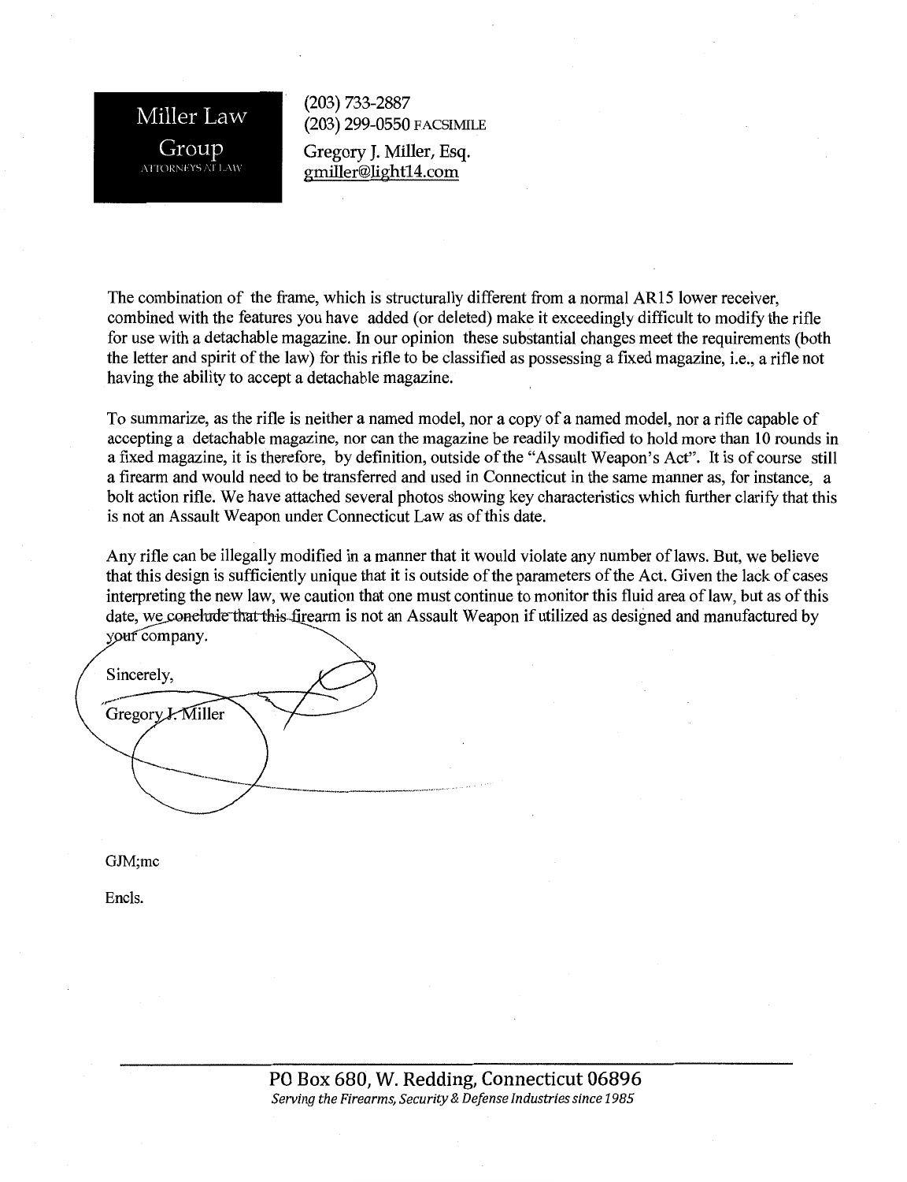Miller Law Group
ATTORNEYS AT LAW

(203) 733-2887
(203) 299-0550 FACSIMILE

Gregory J. Miller, Esq.
gmiller@light14.com

The combination of the frame, which is structurally different from a normal AR15 lower receiver, combined with the features you have added (or deleted) make it exceedingly difficult to modify the rifle for use with a detachable magazine. In our opinion these substantial changes meet the requirements (both the letter and spirit of the law) for this rifle to be classified as possessing a fixed magazine, i.e., a rifle not having the ability to accept a detachable magazine.

To summarize, as the rifle is neither a named model, nor a copy of a named model, nor a rifle capable of accepting a detachable magazine, nor can the magazine be readily modified to hold more than 10 rounds in a fixed magazine, it is therefore, by definition, outside of the "Assault Weapon's Act". It is of course still a firearm and would need to be transferred and used in Connecticut in the same manner as, for instance, a bolt action rifle. We have attached several photos showing key characteristics which further clarify that this is not an Assault Weapon under Connecticut Law as of this date.

Any rifle can be illegally modified in a manner that it would violate any number of laws. But, we believe that this design is sufficiently unique that it is outside of the parameters of the Act. Given the lack of cases interpreting the new law, we caution that one must continue to monitor this fluid area of law, but as of this date, we conclude that this firearm is not an Assault Weapon if utilized as designed and manufactured by your company.

Sincerely,

Gregory J. Miller

GJM;mc

Encls.

PO Box 680, W. Redding, Connecticut 06896
*Serving the Firearms, Security & Defense Industries since 1985*